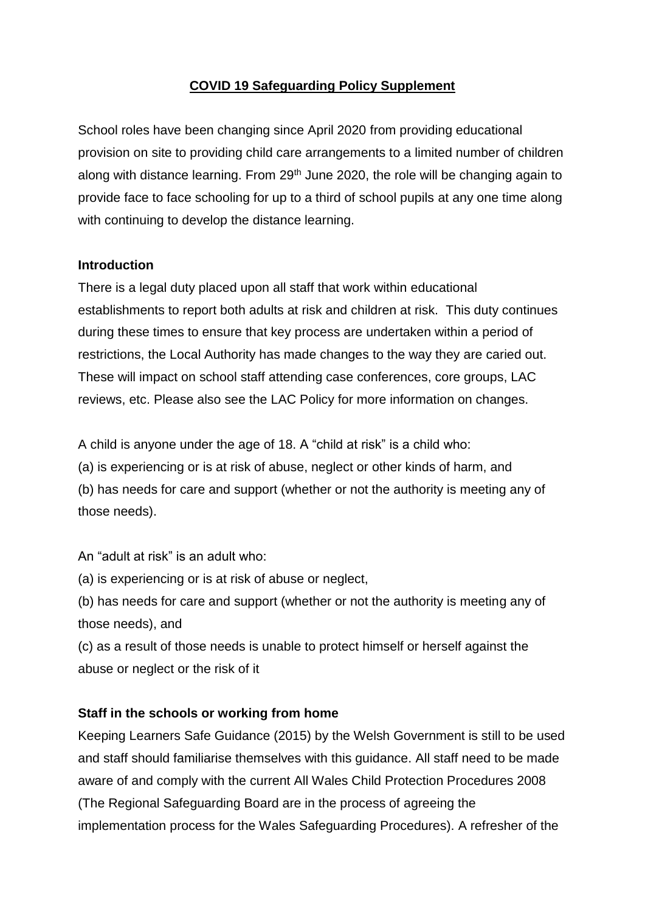**COVID 19 Safeguarding Policy Supplement**

School roles have been changing since April 2020 from providing educational provision on site to providing child care arrangements to a limited number of children along with distance learning. From 29th June 2020, the role will be changing again to provide face to face schooling for up to a third of school pupils at any one time along with continuing to develop the distance learning.

**Introduction**

There is a legal duty placed upon all staff that work within educational establishments to report both adults at risk and children at risk. This duty continues during these times to ensure that key process are undertaken within a period of restrictions, the Local Authority has made changes to the way they are caried out. These will impact on school staff attending case conferences, core groups, LAC reviews, etc. Please also see the LAC Policy for more information on changes.

A child is anyone under the age of 18. A "child at risk" is a child who:
(a) is experiencing or is at risk of abuse, neglect or other kinds of harm, and
(b) has needs for care and support (whether or not the authority is meeting any of those needs).

An "adult at risk" is an adult who:
(a) is experiencing or is at risk of abuse or neglect,
(b) has needs for care and support (whether or not the authority is meeting any of those needs), and
(c) as a result of those needs is unable to protect himself or herself against the abuse or neglect or the risk of it

**Staff in the schools or working from home**

Keeping Learners Safe Guidance (2015) by the Welsh Government is still to be used and staff should familiarise themselves with this guidance. All staff need to be made aware of and comply with the current All Wales Child Protection Procedures 2008 (The Regional Safeguarding Board are in the process of agreeing the implementation process for the Wales Safeguarding Procedures). A refresher of the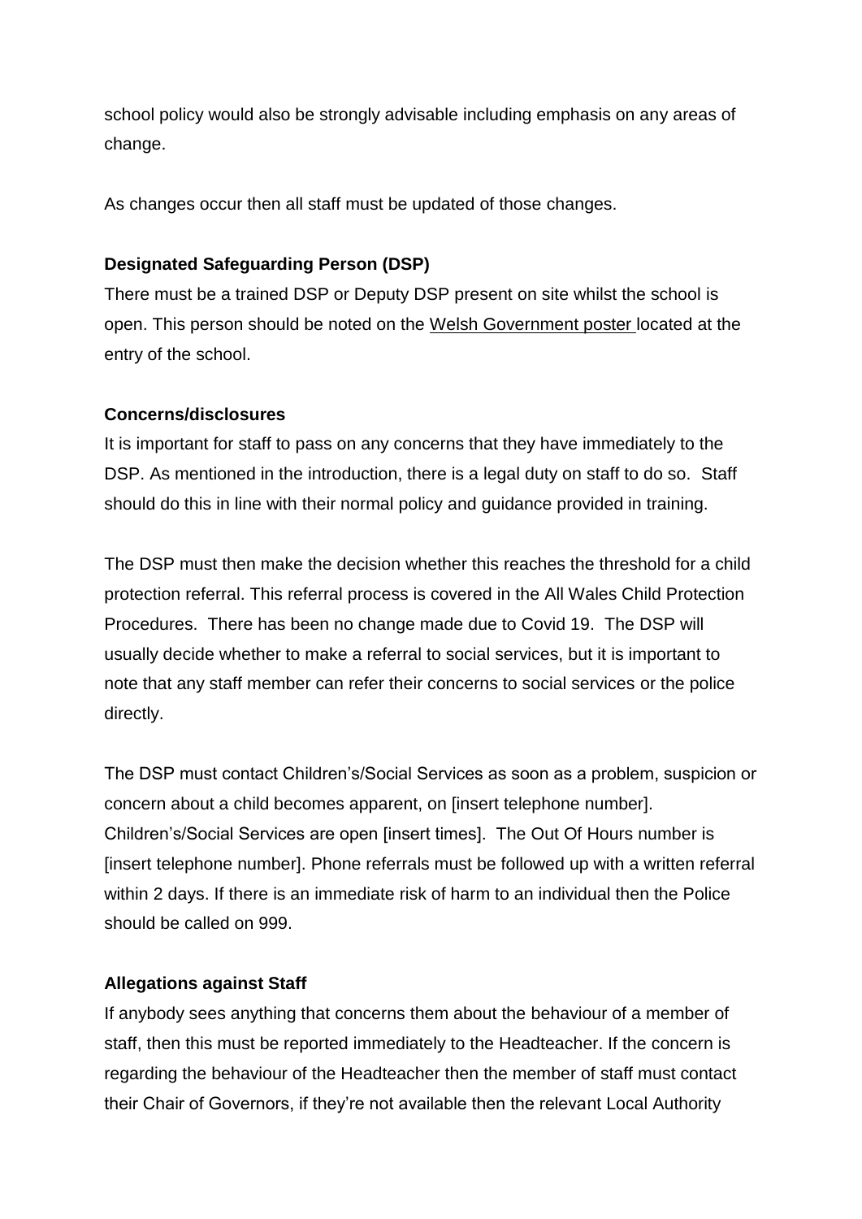school policy would also be strongly advisable including emphasis on any areas of change.

As changes occur then all staff must be updated of those changes.

**Designated Safeguarding Person (DSP)**

There must be a trained DSP or Deputy DSP present on site whilst the school is open. This person should be noted on the Welsh Government poster located at the entry of the school.

**Concerns/disclosures**

It is important for staff to pass on any concerns that they have immediately to the DSP. As mentioned in the introduction, there is a legal duty on staff to do so. Staff should do this in line with their normal policy and guidance provided in training.

The DSP must then make the decision whether this reaches the threshold for a child protection referral. This referral process is covered in the All Wales Child Protection Procedures. There has been no change made due to Covid 19. The DSP will usually decide whether to make a referral to social services, but it is important to note that any staff member can refer their concerns to social services or the police directly.

The DSP must contact Children's/Social Services as soon as a problem, suspicion or concern about a child becomes apparent, on [insert telephone number]. Children's/Social Services are open [insert times]. The Out Of Hours number is [insert telephone number]. Phone referrals must be followed up with a written referral within 2 days. If there is an immediate risk of harm to an individual then the Police should be called on 999.

**Allegations against Staff**

If anybody sees anything that concerns them about the behaviour of a member of staff, then this must be reported immediately to the Headteacher. If the concern is regarding the behaviour of the Headteacher then the member of staff must contact their Chair of Governors, if they're not available then the relevant Local Authority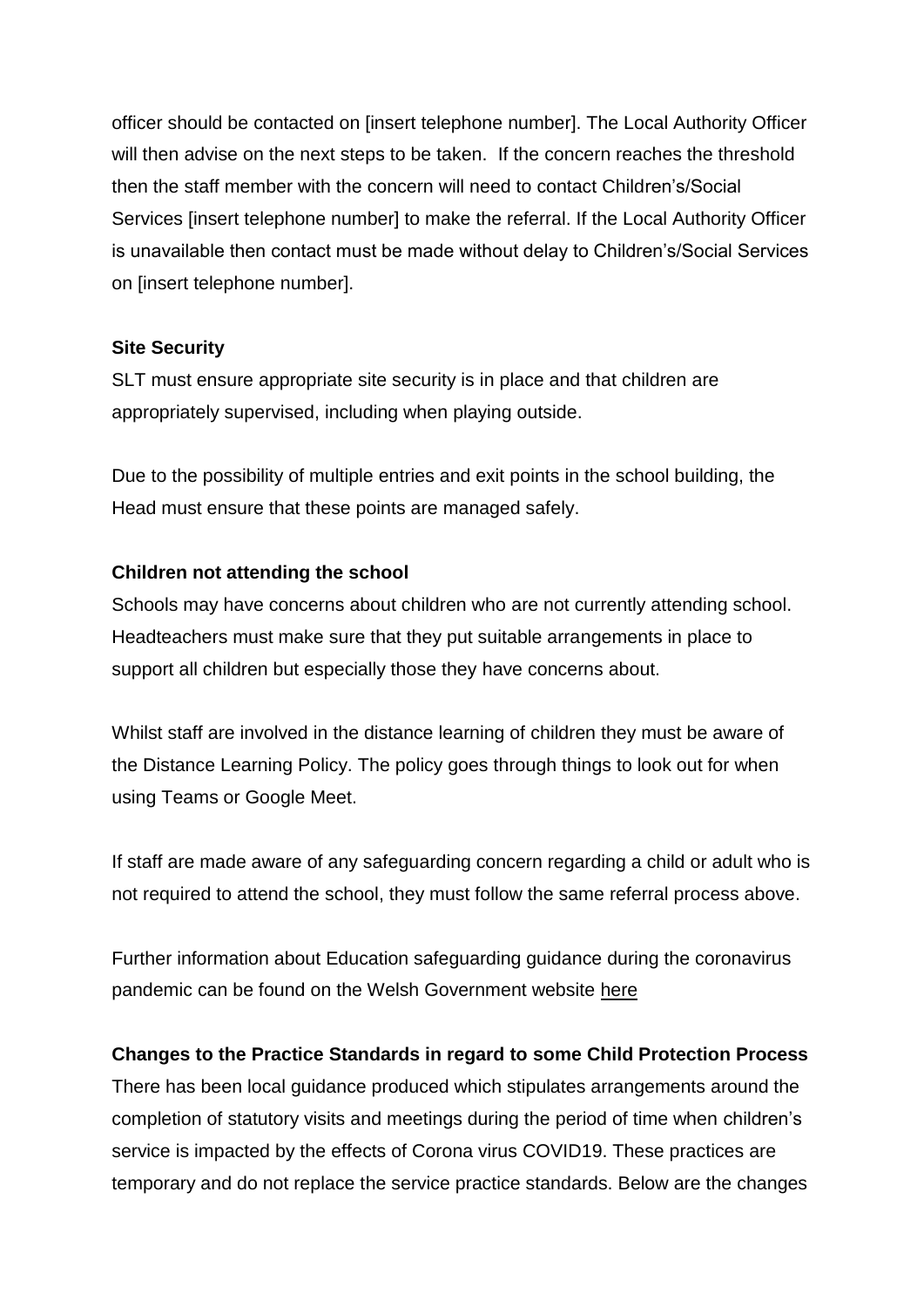officer should be contacted on [insert telephone number]. The Local Authority Officer will then advise on the next steps to be taken. If the concern reaches the threshold then the staff member with the concern will need to contact Children's/Social Services [insert telephone number] to make the referral. If the Local Authority Officer is unavailable then contact must be made without delay to Children's/Social Services on [insert telephone number].

**Site Security**

SLT must ensure appropriate site security is in place and that children are appropriately supervised, including when playing outside.

Due to the possibility of multiple entries and exit points in the school building, the Head must ensure that these points are managed safely.

**Children not attending the school**

Schools may have concerns about children who are not currently attending school. Headteachers must make sure that they put suitable arrangements in place to support all children but especially those they have concerns about.

Whilst staff are involved in the distance learning of children they must be aware of the Distance Learning Policy. The policy goes through things to look out for when using Teams or Google Meet.

If staff are made aware of any safeguarding concern regarding a child or adult who is not required to attend the school, they must follow the same referral process above.

Further information about Education safeguarding guidance during the coronavirus pandemic can be found on the Welsh Government website here

**Changes to the Practice Standards in regard to some Child Protection Process**

There has been local guidance produced which stipulates arrangements around the completion of statutory visits and meetings during the period of time when children's service is impacted by the effects of Corona virus COVID19. These practices are temporary and do not replace the service practice standards. Below are the changes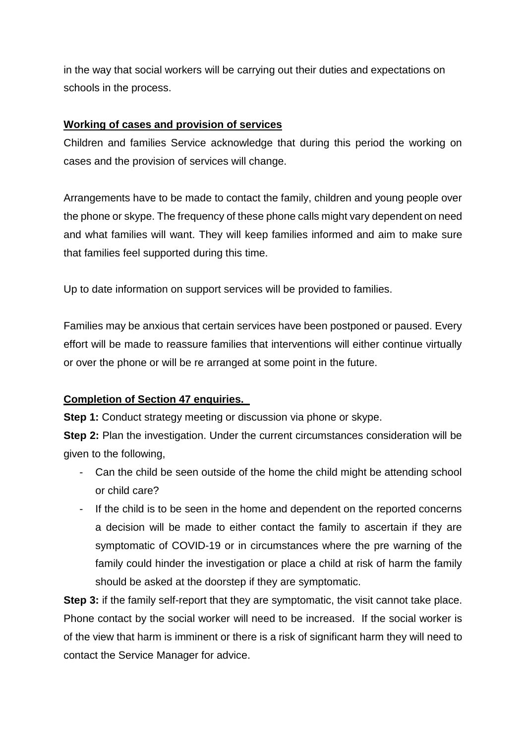in the way that social workers will be carrying out their duties and expectations on schools in the process.

**Working of cases and provision of services**

Children and families Service acknowledge that during this period the working on cases and the provision of services will change.

Arrangements have to be made to contact the family, children and young people over the phone or skype. The frequency of these phone calls might vary dependent on need and what families will want. They will keep families informed and aim to make sure that families feel supported during this time.

Up to date information on support services will be provided to families.

Families may be anxious that certain services have been postponed or paused. Every effort will be made to reassure families that interventions will either continue virtually or over the phone or will be re arranged at some point in the future.

**Completion of Section 47 enquiries.**

**Step 1:** Conduct strategy meeting or discussion via phone or skype.

**Step 2:** Plan the investigation. Under the current circumstances consideration will be given to the following,

- Can the child be seen outside of the home the child might be attending school or child care?
- If the child is to be seen in the home and dependent on the reported concerns a decision will be made to either contact the family to ascertain if they are symptomatic of COVID-19 or in circumstances where the pre warning of the family could hinder the investigation or place a child at risk of harm the family should be asked at the doorstep if they are symptomatic.

**Step 3:** if the family self-report that they are symptomatic, the visit cannot take place. Phone contact by the social worker will need to be increased. If the social worker is of the view that harm is imminent or there is a risk of significant harm they will need to contact the Service Manager for advice.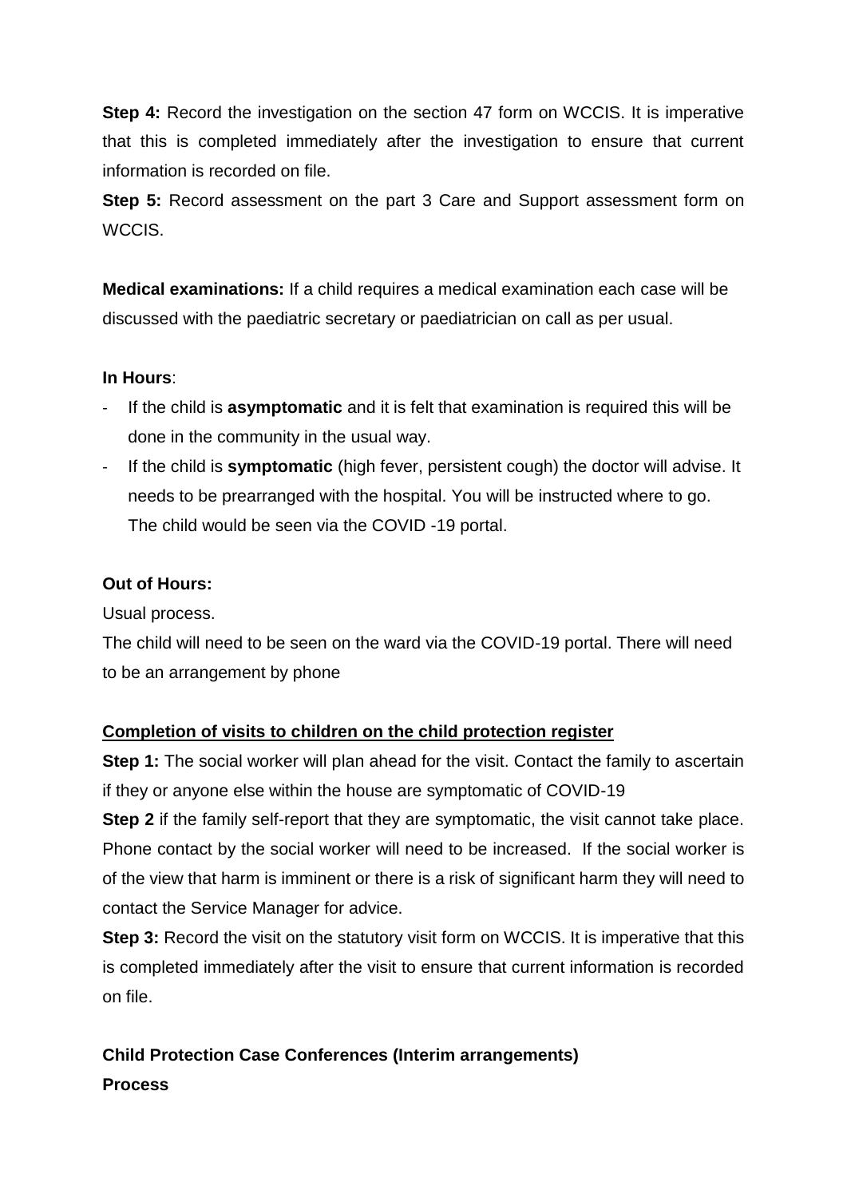**Step 4:** Record the investigation on the section 47 form on WCCIS. It is imperative that this is completed immediately after the investigation to ensure that current information is recorded on file.

**Step 5:** Record assessment on the part 3 Care and Support assessment form on WCCIS.

**Medical examinations:** If a child requires a medical examination each case will be discussed with the paediatric secretary or paediatrician on call as per usual.

**In Hours**:

- If the child is **asymptomatic** and it is felt that examination is required this will be done in the community in the usual way.
- If the child is **symptomatic** (high fever, persistent cough) the doctor will advise. It needs to be prearranged with the hospital. You will be instructed where to go. The child would be seen via the COVID -19 portal.

**Out of Hours:**

Usual process.

The child will need to be seen on the ward via the COVID-19 portal. There will need to be an arrangement by phone

**<u>Completion of visits to children on the child protection register</u>**

**Step 1:** The social worker will plan ahead for the visit. Contact the family to ascertain if they or anyone else within the house are symptomatic of COVID-19

**Step 2** if the family self-report that they are symptomatic, the visit cannot take place. Phone contact by the social worker will need to be increased. If the social worker is of the view that harm is imminent or there is a risk of significant harm they will need to contact the Service Manager for advice.

**Step 3:** Record the visit on the statutory visit form on WCCIS. It is imperative that this is completed immediately after the visit to ensure that current information is recorded on file.

**Child Protection Case Conferences (Interim arrangements)**

**Process**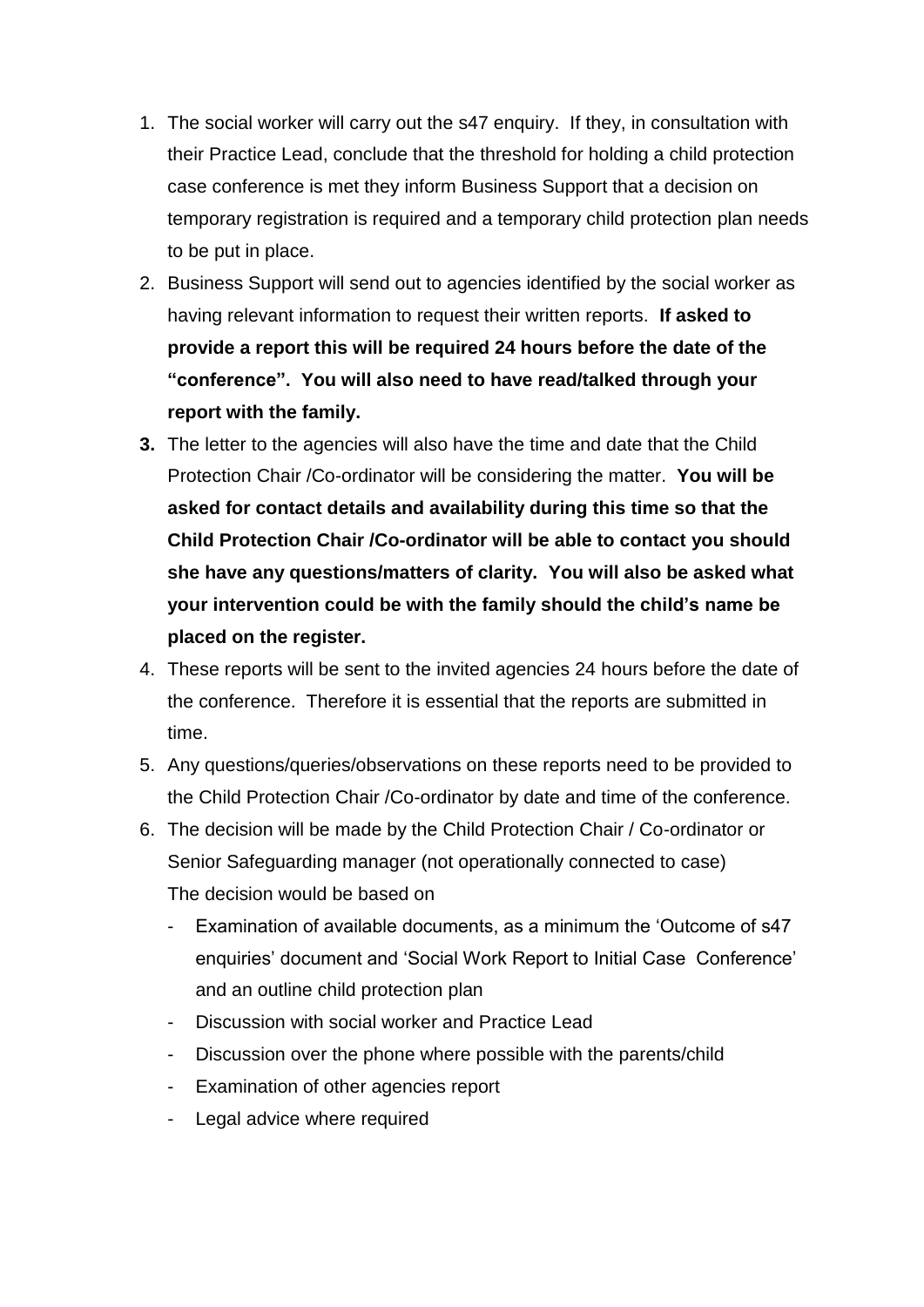1. The social worker will carry out the s47 enquiry. If they, in consultation with their Practice Lead, conclude that the threshold for holding a child protection case conference is met they inform Business Support that a decision on temporary registration is required and a temporary child protection plan needs to be put in place.
2. Business Support will send out to agencies identified by the social worker as having relevant information to request their written reports. **If asked to provide a report this will be required 24 hours before the date of the "conference". You will also need to have read/talked through your report with the family.**
3. The letter to the agencies will also have the time and date that the Child Protection Chair /Co-ordinator will be considering the matter. **You will be asked for contact details and availability during this time so that the Child Protection Chair /Co-ordinator will be able to contact you should she have any questions/matters of clarity. You will also be asked what your intervention could be with the family should the child's name be placed on the register.**
4. These reports will be sent to the invited agencies 24 hours before the date of the conference. Therefore it is essential that the reports are submitted in time.
5. Any questions/queries/observations on these reports need to be provided to the Child Protection Chair /Co-ordinator by date and time of the conference.
6. The decision will be made by the Child Protection Chair / Co-ordinator or Senior Safeguarding manager (not operationally connected to case)
   The decision would be based on
   - Examination of available documents, as a minimum the 'Outcome of s47 enquiries' document and 'Social Work Report to Initial Case Conference' and an outline child protection plan
   - Discussion with social worker and Practice Lead
   - Discussion over the phone where possible with the parents/child
   - Examination of other agencies report
   - Legal advice where required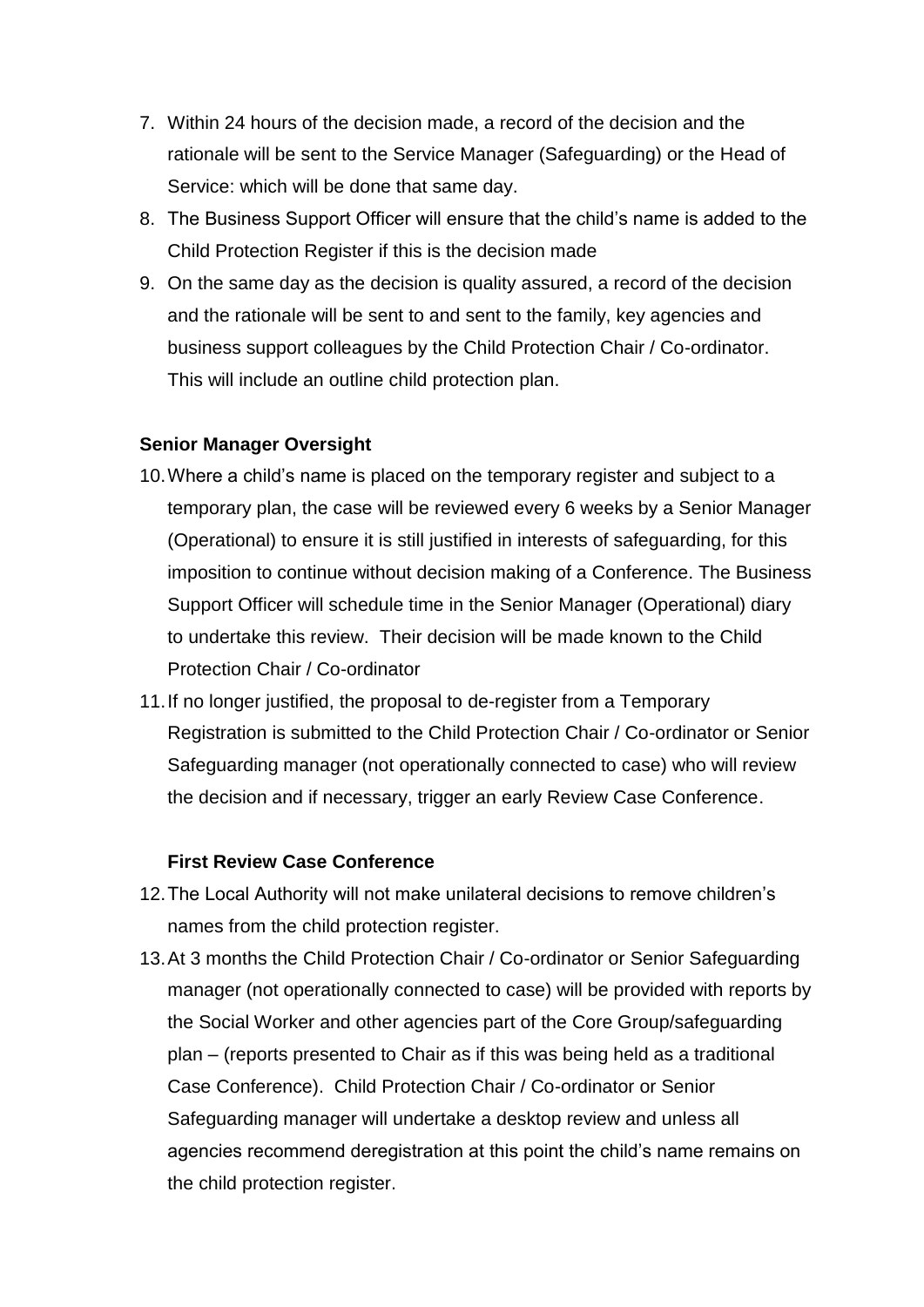7. Within 24 hours of the decision made, a record of the decision and the rationale will be sent to the Service Manager (Safeguarding) or the Head of Service: which will be done that same day.
8. The Business Support Officer will ensure that the child's name is added to the Child Protection Register if this is the decision made
9. On the same day as the decision is quality assured, a record of the decision and the rationale will be sent to and sent to the family, key agencies and business support colleagues by the Child Protection Chair / Co-ordinator. This will include an outline child protection plan.

**Senior Manager Oversight**

10. Where a child's name is placed on the temporary register and subject to a temporary plan, the case will be reviewed every 6 weeks by a Senior Manager (Operational) to ensure it is still justified in interests of safeguarding, for this imposition to continue without decision making of a Conference. The Business Support Officer will schedule time in the Senior Manager (Operational) diary to undertake this review. Their decision will be made known to the Child Protection Chair / Co-ordinator
11. If no longer justified, the proposal to de-register from a Temporary Registration is submitted to the Child Protection Chair / Co-ordinator or Senior Safeguarding manager (not operationally connected to case) who will review the decision and if necessary, trigger an early Review Case Conference.

**First Review Case Conference**

12. The Local Authority will not make unilateral decisions to remove children's names from the child protection register.
13. At 3 months the Child Protection Chair / Co-ordinator or Senior Safeguarding manager (not operationally connected to case) will be provided with reports by the Social Worker and other agencies part of the Core Group/safeguarding plan – (reports presented to Chair as if this was being held as a traditional Case Conference). Child Protection Chair / Co-ordinator or Senior Safeguarding manager will undertake a desktop review and unless all agencies recommend deregistration at this point the child's name remains on the child protection register.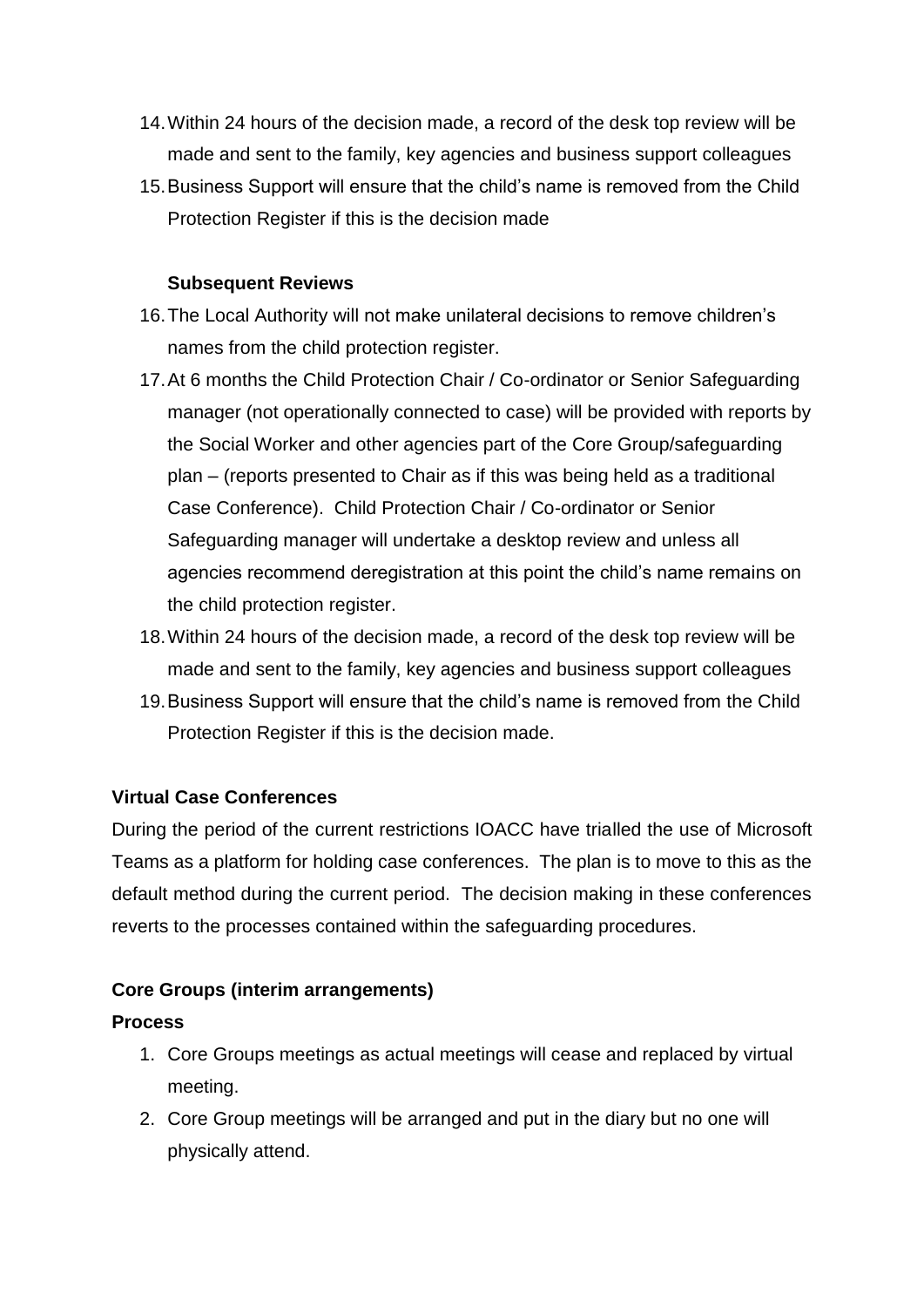14. Within 24 hours of the decision made, a record of the desk top review will be made and sent to the family, key agencies and business support colleagues
15. Business Support will ensure that the child's name is removed from the Child Protection Register if this is the decision made

**Subsequent Reviews**

16. The Local Authority will not make unilateral decisions to remove children's names from the child protection register.
17. At 6 months the Child Protection Chair / Co-ordinator or Senior Safeguarding manager (not operationally connected to case) will be provided with reports by the Social Worker and other agencies part of the Core Group/safeguarding plan – (reports presented to Chair as if this was being held as a traditional Case Conference). Child Protection Chair / Co-ordinator or Senior Safeguarding manager will undertake a desktop review and unless all agencies recommend deregistration at this point the child's name remains on the child protection register.
18. Within 24 hours of the decision made, a record of the desk top review will be made and sent to the family, key agencies and business support colleagues
19. Business Support will ensure that the child's name is removed from the Child Protection Register if this is the decision made.

**Virtual Case Conferences**

During the period of the current restrictions IOACC have trialled the use of Microsoft Teams as a platform for holding case conferences. The plan is to move to this as the default method during the current period. The decision making in these conferences reverts to the processes contained within the safeguarding procedures.

**Core Groups (interim arrangements)**

**Process**

1. Core Groups meetings as actual meetings will cease and replaced by virtual meeting.
2. Core Group meetings will be arranged and put in the diary but no one will physically attend.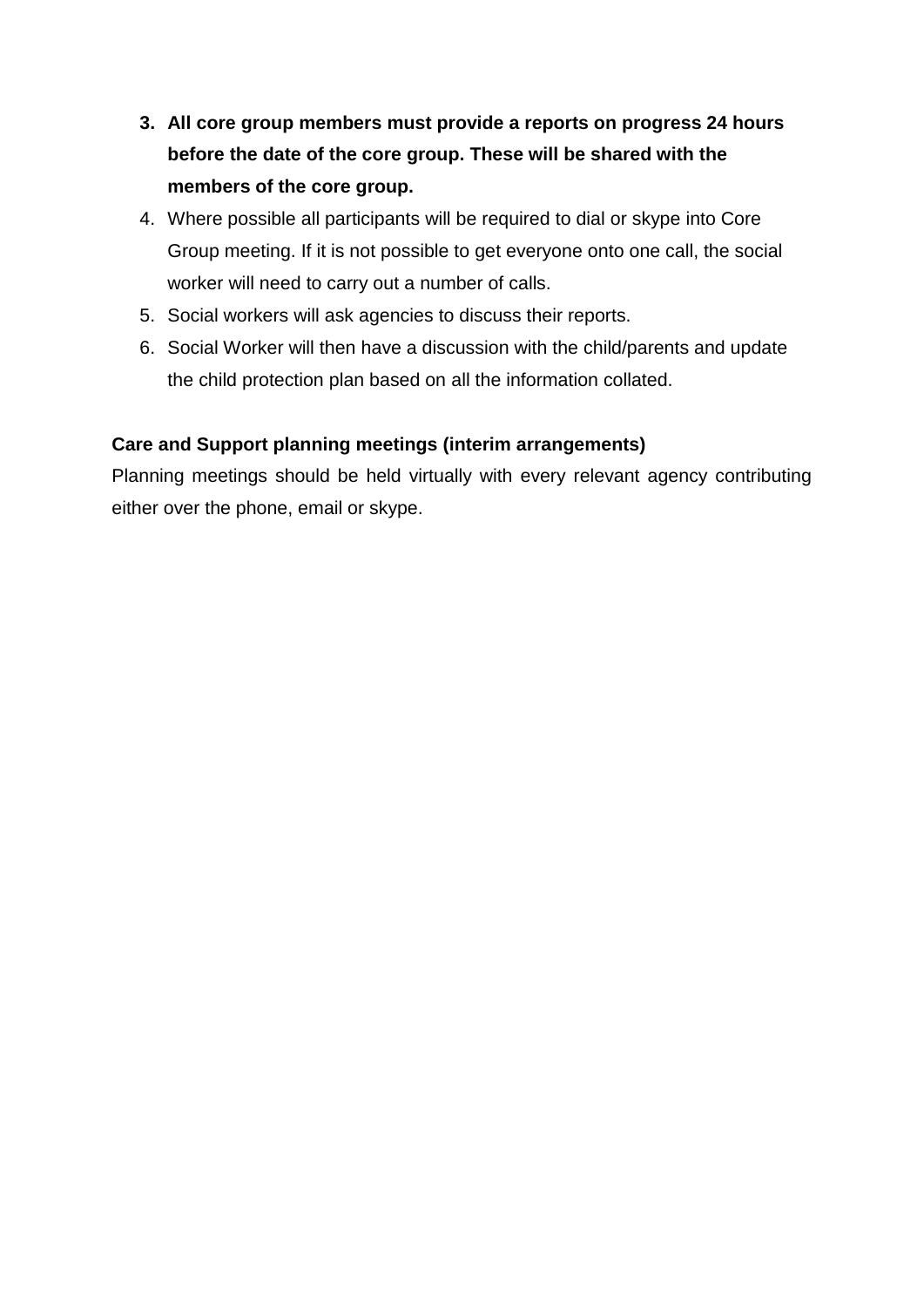3. **All core group members must provide a reports on progress 24 hours before the date of the core group. These will be shared with the members of the core group.**
4. Where possible all participants will be required to dial or skype into Core Group meeting. If it is not possible to get everyone onto one call, the social worker will need to carry out a number of calls.
5. Social workers will ask agencies to discuss their reports.
6. Social Worker will then have a discussion with the child/parents and update the child protection plan based on all the information collated.

**Care and Support planning meetings (interim arrangements)**

Planning meetings should be held virtually with every relevant agency contributing either over the phone, email or skype.